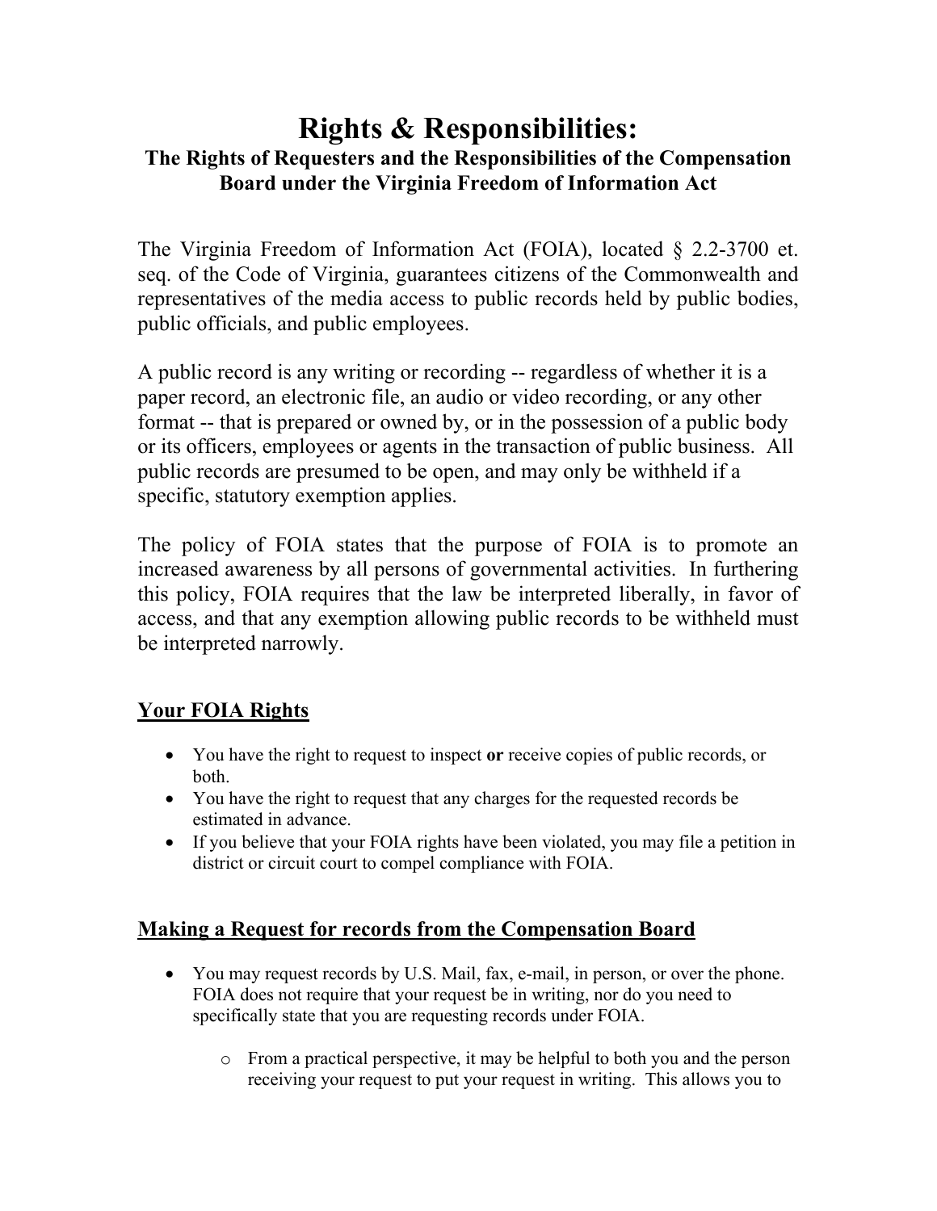# Rights & Responsibilities:

## The Rights of Requesters and the Responsibilities of the Compensation Board under the Virginia Freedom of Information Act

The Virginia Freedom of Information Act (FOIA), located § 2.2-3700 et. seq. of the Code of Virginia, guarantees citizens of the Commonwealth and representatives of the media access to public records held by public bodies, public officials, and public employees.

A public record is any writing or recording -- regardless of whether it is a paper record, an electronic file, an audio or video recording, or any other format -- that is prepared or owned by, or in the possession of a public body or its officers, employees or agents in the transaction of public business. All public records are presumed to be open, and may only be withheld if a specific, statutory exemption applies.

The policy of FOIA states that the purpose of FOIA is to promote an increased awareness by all persons of governmental activities. In furthering this policy, FOIA requires that the law be interpreted liberally, in favor of access, and that any exemption allowing public records to be withheld must be interpreted narrowly.

## Your FOIA Rights

- You have the right to request to inspect **or** receive copies of public records, or both.
- You have the right to request that any charges for the requested records be estimated in advance.
- If you believe that your FOIA rights have been violated, you may file a petition in district or circuit court to compel compliance with FOIA.

## Making a Request for records from the Compensation Board

- You may request records by U.S. Mail, fax, e-mail, in person, or over the phone. FOIA does not require that your request be in writing, nor do you need to specifically state that you are requesting records under FOIA.
  - From a practical perspective, it may be helpful to both you and the person receiving your request to put your request in writing. This allows you to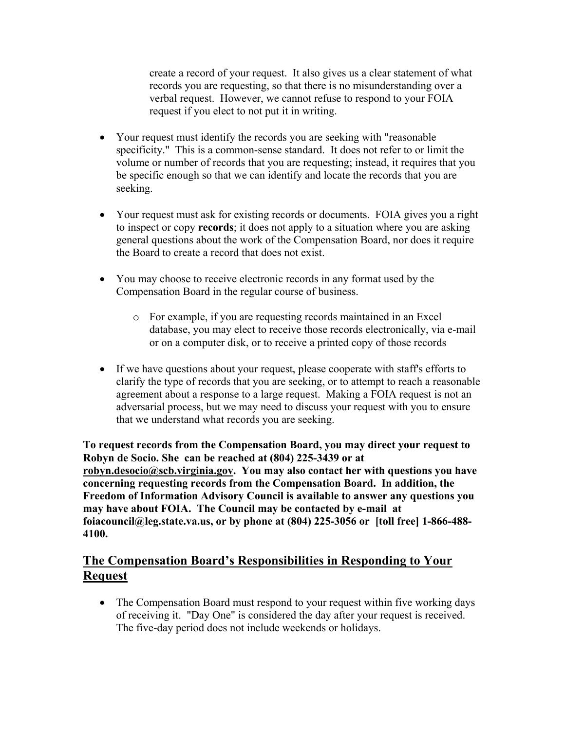create a record of your request. It also gives us a clear statement of what records you are requesting, so that there is no misunderstanding over a verbal request. However, we cannot refuse to respond to your FOIA request if you elect to not put it in writing.

- Your request must identify the records you are seeking with "reasonable specificity." This is a common-sense standard. It does not refer to or limit the volume or number of records that you are requesting; instead, it requires that you be specific enough so that we can identify and locate the records that you are seeking.

- Your request must ask for existing records or documents. FOIA gives you a right to inspect or copy **records**; it does not apply to a situation where you are asking general questions about the work of the Compensation Board, nor does it require the Board to create a record that does not exist.

- You may choose to receive electronic records in any format used by the Compensation Board in the regular course of business.
  - For example, if you are requesting records maintained in an Excel database, you may elect to receive those records electronically, via e-mail or on a computer disk, or to receive a printed copy of those records

- If we have questions about your request, please cooperate with staff's efforts to clarify the type of records that you are seeking, or to attempt to reach a reasonable agreement about a response to a large request. Making a FOIA request is not an adversarial process, but we may need to discuss your request with you to ensure that we understand what records you are seeking.

**To request records from the Compensation Board, you may direct your request to Robyn de Socio. She can be reached at (804) 225-3439 or at robyn.desocio@scb.virginia.gov. You may also contact her with questions you have concerning requesting records from the Compensation Board. In addition, the Freedom of Information Advisory Council is available to answer any questions you may have about FOIA. The Council may be contacted by e-mail at foiacouncil@leg.state.va.us, or by phone at (804) 225-3056 or [toll free] 1-866-488-4100.**

## The Compensation Board's Responsibilities in Responding to Your Request

- The Compensation Board must respond to your request within five working days of receiving it. "Day One" is considered the day after your request is received. The five-day period does not include weekends or holidays.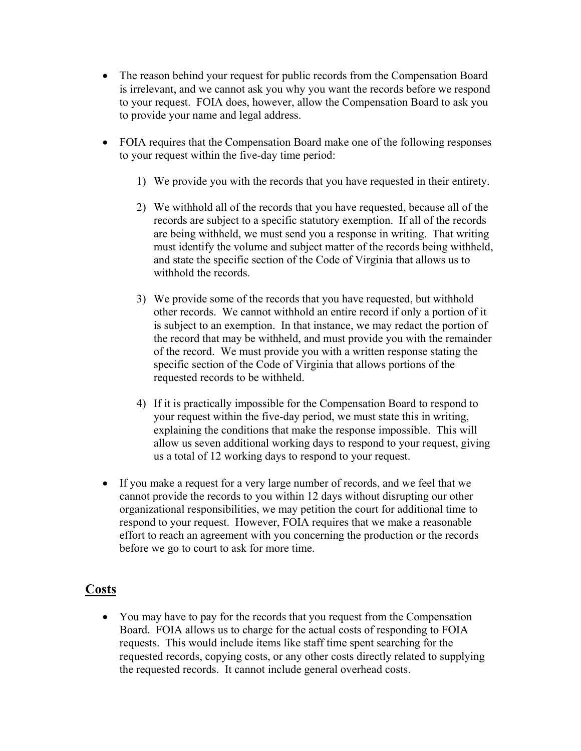- The reason behind your request for public records from the Compensation Board is irrelevant, and we cannot ask you why you want the records before we respond to your request. FOIA does, however, allow the Compensation Board to ask you to provide your name and legal address.

- FOIA requires that the Compensation Board make one of the following responses to your request within the five-day time period:

  1) We provide you with the records that you have requested in their entirety.

  2) We withhold all of the records that you have requested, because all of the records are subject to a specific statutory exemption. If all of the records are being withheld, we must send you a response in writing. That writing must identify the volume and subject matter of the records being withheld, and state the specific section of the Code of Virginia that allows us to withhold the records.

  3) We provide some of the records that you have requested, but withhold other records. We cannot withhold an entire record if only a portion of it is subject to an exemption. In that instance, we may redact the portion of the record that may be withheld, and must provide you with the remainder of the record. We must provide you with a written response stating the specific section of the Code of Virginia that allows portions of the requested records to be withheld.

  4) If it is practically impossible for the Compensation Board to respond to your request within the five-day period, we must state this in writing, explaining the conditions that make the response impossible. This will allow us seven additional working days to respond to your request, giving us a total of 12 working days to respond to your request.

- If you make a request for a very large number of records, and we feel that we cannot provide the records to you within 12 days without disrupting our other organizational responsibilities, we may petition the court for additional time to respond to your request. However, FOIA requires that we make a reasonable effort to reach an agreement with you concerning the production or the records before we go to court to ask for more time.

## Costs

- You may have to pay for the records that you request from the Compensation Board. FOIA allows us to charge for the actual costs of responding to FOIA requests. This would include items like staff time spent searching for the requested records, copying costs, or any other costs directly related to supplying the requested records. It cannot include general overhead costs.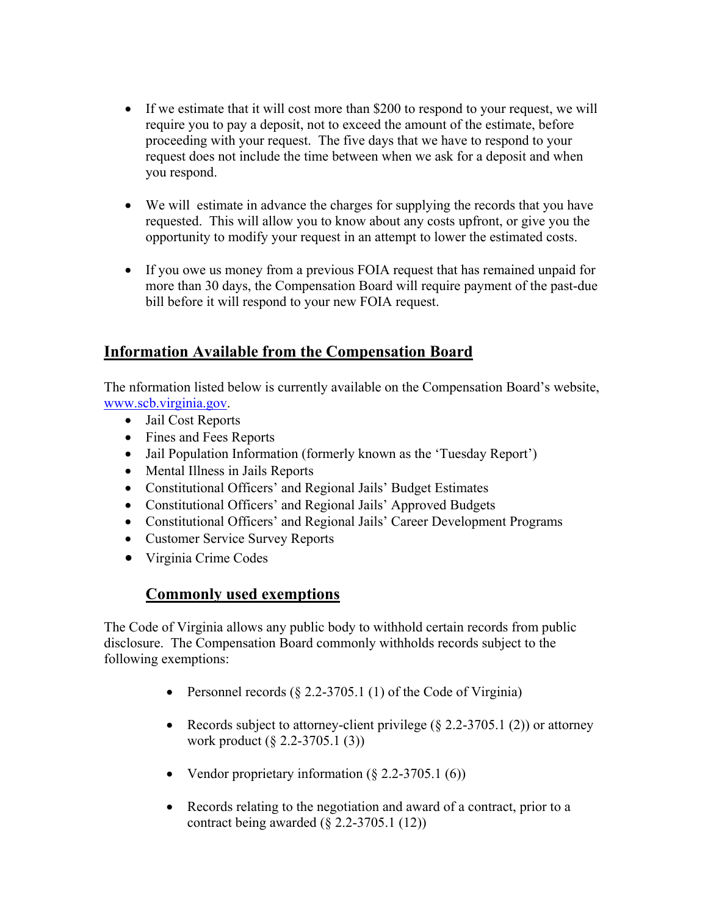- If we estimate that it will cost more than $200 to respond to your request, we will require you to pay a deposit, not to exceed the amount of the estimate, before proceeding with your request. The five days that we have to respond to your request does not include the time between when we ask for a deposit and when you respond.

- We will estimate in advance the charges for supplying the records that you have requested. This will allow you to know about any costs upfront, or give you the opportunity to modify your request in an attempt to lower the estimated costs.

- If you owe us money from a previous FOIA request that has remained unpaid for more than 30 days, the Compensation Board will require payment of the past-due bill before it will respond to your new FOIA request.

## Information Available from the Compensation Board

The nformation listed below is currently available on the Compensation Board's website, www.scb.virginia.gov.

- Jail Cost Reports
- Fines and Fees Reports
- Jail Population Information (formerly known as the 'Tuesday Report')
- Mental Illness in Jails Reports
- Constitutional Officers' and Regional Jails' Budget Estimates
- Constitutional Officers' and Regional Jails' Approved Budgets
- Constitutional Officers' and Regional Jails' Career Development Programs
- Customer Service Survey Reports
- Virginia Crime Codes

## Commonly used exemptions

The Code of Virginia allows any public body to withhold certain records from public disclosure. The Compensation Board commonly withholds records subject to the following exemptions:

- Personnel records (§ 2.2-3705.1 (1) of the Code of Virginia)

- Records subject to attorney-client privilege (§ 2.2-3705.1 (2)) or attorney work product (§ 2.2-3705.1 (3))

- Vendor proprietary information (§ 2.2-3705.1 (6))

- Records relating to the negotiation and award of a contract, prior to a contract being awarded (§ 2.2-3705.1 (12))